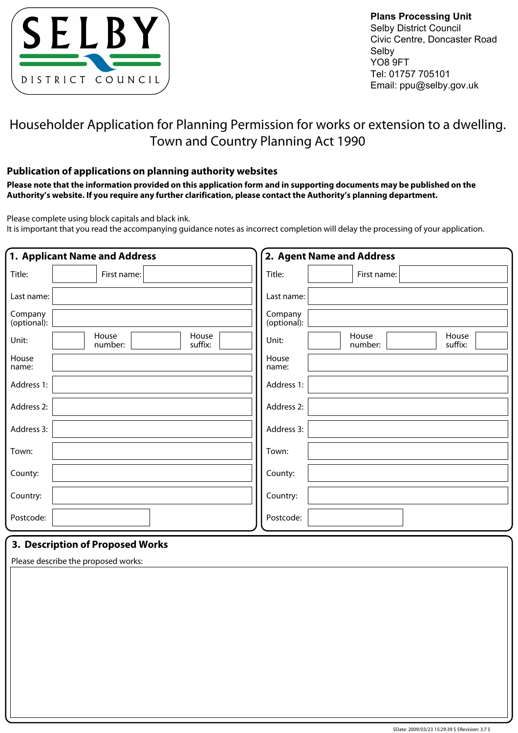SELBY

DISTRICT COUNCIL

**Plans Processing Unit**
Selby District Council
Civic Centre, Doncaster Road
Selby
YO8 9FT
Tel: 01757 705101
Email: ppu@selby.gov.uk

# Householder Application for Planning Permission for works or extension to a dwelling. Town and Country Planning Act 1990

## Publication of applications on planning authority websites

**Please note that the information provided on this application form and in supporting documents may be published on the Authority's website. If you require any further clarification, please contact the Authority's planning department.**

Please complete using block capitals and black ink.
It is important that you read the accompanying guidance notes as incorrect completion will delay the processing of your application.

## 1. Applicant Name and Address

Title: | First name:

Last name:

Company (optional):

Unit: | House number: | House suffix:

House name:

Address 1:

Address 2:

Address 3:

Town:

County:

Country:

Postcode:

## 2. Agent Name and Address

Title: | First name:

Last name:

Company (optional):

Unit: | House number: | House suffix:

House name:

Address 1:

Address 2:

Address 3:

Town:

County:

Country:

Postcode:

## 3. Description of Proposed Works

Please describe the proposed works:

$Date: 2009/03/23 15:29:39 $ $Revision: 3.7 $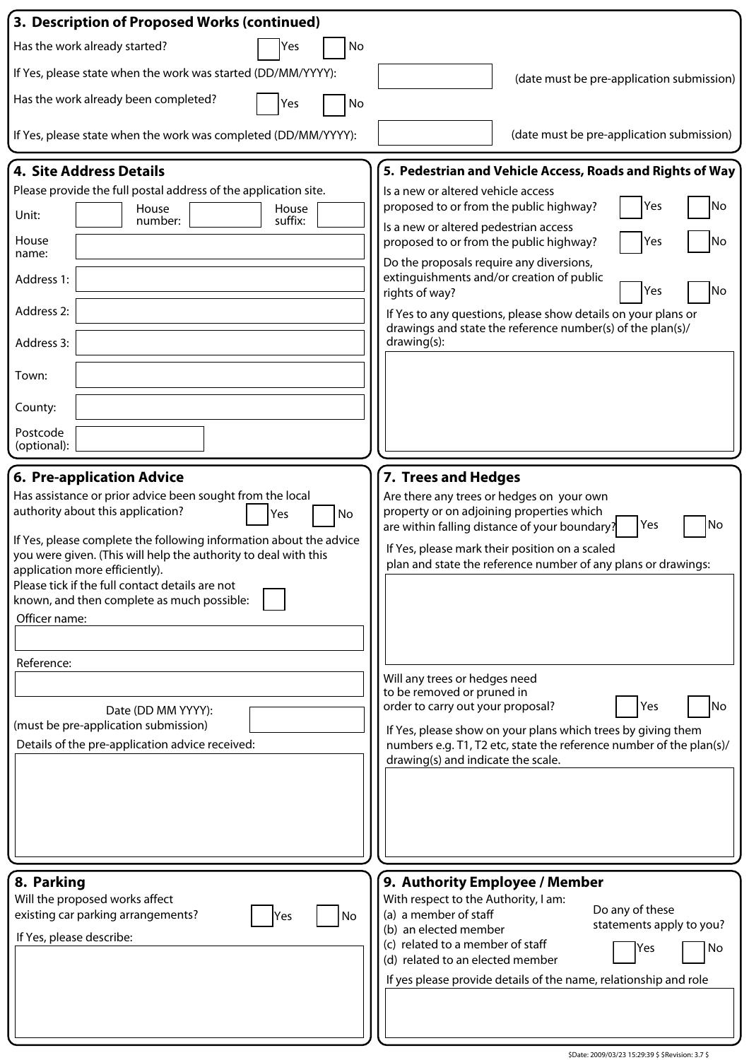## 3. Description of Proposed Works (continued)

Has the work already started? ☐ Yes ☐ No

If Yes, please state when the work was started (DD/MM/YYYY): ______ (date must be pre-application submission)

Has the work already been completed? ☐ Yes ☐ No

If Yes, please state when the work was completed (DD/MM/YYYY): ______ (date must be pre-application submission)

## 4. Site Address Details

Please provide the full postal address of the application site.

Unit: ______ House number: ______ House suffix: ______

House name: ______

Address 1: ______

Address 2: ______

Address 3: ______

Town: ______

County: ______

Postcode (optional): ______

## 5. Pedestrian and Vehicle Access, Roads and Rights of Way

Is a new or altered vehicle access proposed to or from the public highway? ☐ Yes ☐ No

Is a new or altered pedestrian access proposed to or from the public highway? ☐ Yes ☐ No

Do the proposals require any diversions, extinguishments and/or creation of public rights of way? ☐ Yes ☐ No

If Yes to any questions, please show details on your plans or drawings and state the reference number(s) of the plan(s)/ drawing(s):

______

## 6. Pre-application Advice

Has assistance or prior advice been sought from the local authority about this application? ☐ Yes ☐ No

If Yes, please complete the following information about the advice you were given. (This will help the authority to deal with this application more efficiently).

Please tick if the full contact details are not known, and then complete as much possible: ☐

Officer name:

______

Reference:

______

Date (DD MM YYYY): ______
(must be pre-application submission)

Details of the pre-application advice received:

______

## 7. Trees and Hedges

Are there any trees or hedges on your own property or on adjoining properties which are within falling distance of your boundary? ☐ Yes ☐ No

If Yes, please mark their position on a scaled plan and state the reference number of any plans or drawings:

______

Will any trees or hedges need to be removed or pruned in order to carry out your proposal? ☐ Yes ☐ No

If Yes, please show on your plans which trees by giving them numbers e.g. T1, T2 etc, state the reference number of the plan(s)/ drawing(s) and indicate the scale.

______

## 8. Parking

Will the proposed works affect existing car parking arrangements? ☐ Yes ☐ No

If Yes, please describe:

______

## 9. Authority Employee / Member

With respect to the Authority, I am:
(a) a member of staff
(b) an elected member
(c) related to a member of staff
(d) related to an elected member

Do any of these statements apply to you? ☐ Yes ☐ No

If yes please provide details of the name, relationship and role

______

$Date: 2009/03/23 15:29:39 $ $Revision: 3.7 $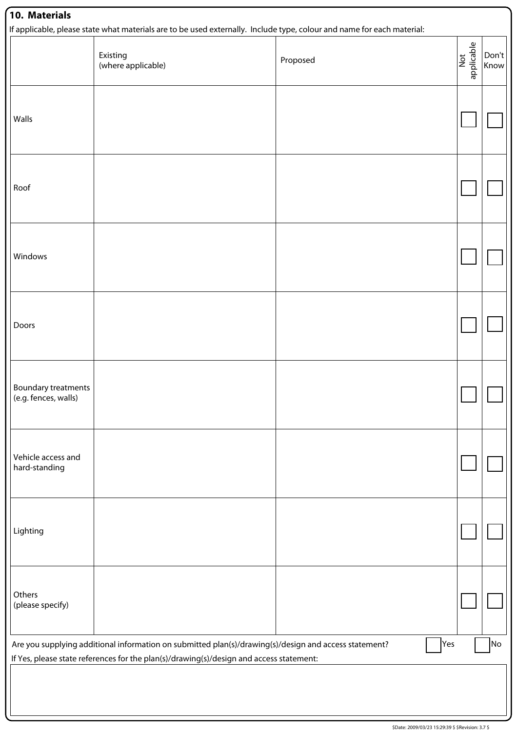## 10. Materials

If applicable, please state what materials are to be used externally. Include type, colour and name for each material:

| | Existing (where applicable) | Proposed | Not applicable | Don't Know |
|---|---|---|---|---|
| Walls | | | ☐ | ☐ |
| Roof | | | ☐ | ☐ |
| Windows | | | ☐ | ☐ |
| Doors | | | ☐ | ☐ |
| Boundary treatments (e.g. fences, walls) | | | ☐ | ☐ |
| Vehicle access and hard-standing | | | ☐ | ☐ |
| Lighting | | | ☐ | ☐ |
| Others (please specify) | | | ☐ | ☐ |

Are you supplying additional information on submitted plan(s)/drawing(s)/design and access statement? ☐ Yes ☐ No

If Yes, please state references for the plan(s)/drawing(s)/design and access statement:

$Date: 2009/03/23 15:29:39 $ $Revision: 3.7 $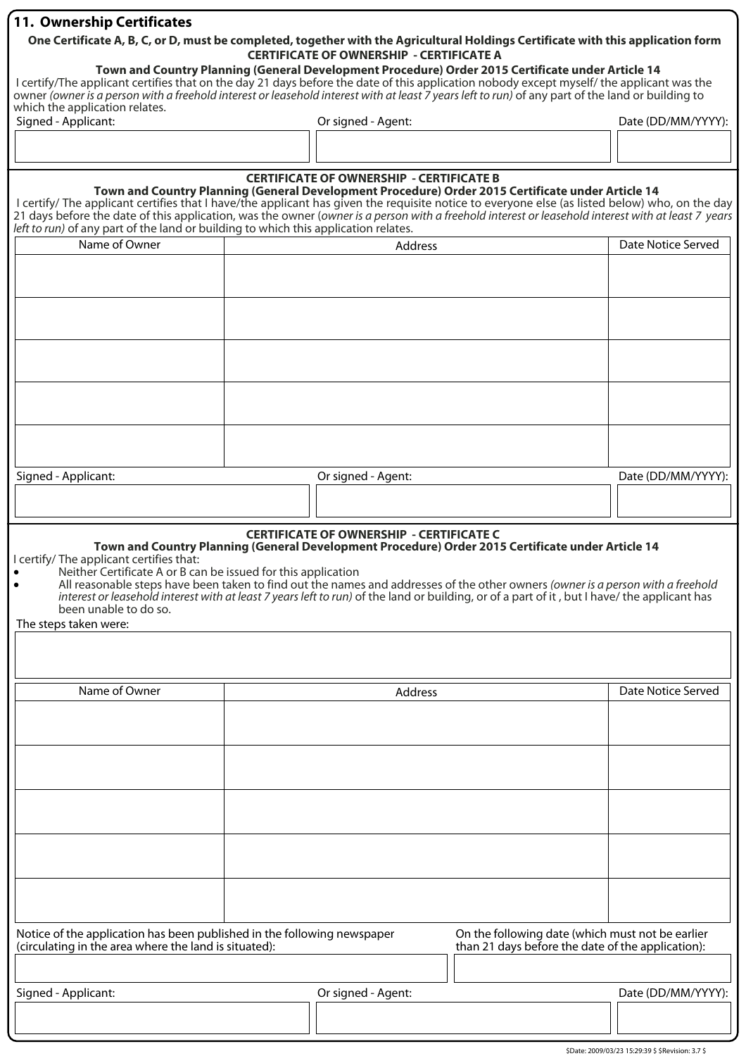## 11. Ownership Certificates

**One Certificate A, B, C, or D, must be completed, together with the Agricultural Holdings Certificate with this application form**

### CERTIFICATE OF OWNERSHIP - CERTIFICATE A

**Town and Country Planning (General Development Procedure) Order 2015 Certificate under Article 14**

I certify/The applicant certifies that on the day 21 days before the date of this application nobody except myself/ the applicant was the owner *(owner is a person with a freehold interest or leasehold interest with at least 7 years left to run)* of any part of the land or building to which the application relates.

| Signed - Applicant: | Or signed - Agent: | Date (DD/MM/YYYY): |
|---|---|---|
| | | |

### CERTIFICATE OF OWNERSHIP - CERTIFICATE B

**Town and Country Planning (General Development Procedure) Order 2015 Certificate under Article 14**

I certify/ The applicant certifies that I have/the applicant has given the requisite notice to everyone else (as listed below) who, on the day 21 days before the date of this application, was the owner (*owner is a person with a freehold interest or leasehold interest with at least 7 years left to run)* of any part of the land or building to which this application relates.

| Name of Owner | Address | Date Notice Served |
|---|---|---|
| | | |
| | | |
| | | |
| | | |
| | | |

| Signed - Applicant: | Or signed - Agent: | Date (DD/MM/YYYY): |
|---|---|---|
| | | |

### CERTIFICATE OF OWNERSHIP - CERTIFICATE C

**Town and Country Planning (General Development Procedure) Order 2015 Certificate under Article 14**

I certify/ The applicant certifies that:

- Neither Certificate A or B can be issued for this application
- All reasonable steps have been taken to find out the names and addresses of the other owners *(owner is a person with a freehold interest or leasehold interest with at least 7 years left to run)* of the land or building, or of a part of it , but I have/ the applicant has been unable to do so.

The steps taken were:

| Name of Owner | Address | Date Notice Served |
|---|---|---|
| | | |
| | | |
| | | |
| | | |
| | | |

| Notice of the application has been published in the following newspaper (circulating in the area where the land is situated): | On the following date (which must not be earlier than 21 days before the date of the application): |
|---|---|
| | |

| Signed - Applicant: | Or signed - Agent: | Date (DD/MM/YYYY): |
|---|---|---|
| | | |

$Date: 2009/03/23 15:29:39 $ $Revision: 3.7 $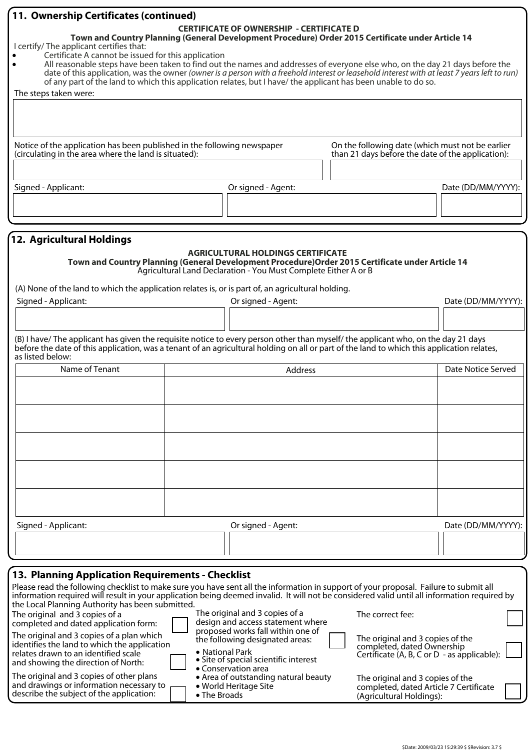## 11. Ownership Certificates (continued)

**CERTIFICATE OF OWNERSHIP - CERTIFICATE D**

**Town and Country Planning (General Development Procedure) Order 2015 Certificate under Article 14**

I certify/ The applicant certifies that:

- Certificate A cannot be issued for this application
- All reasonable steps have been taken to find out the names and addresses of everyone else who, on the day 21 days before the date of this application, was the owner *(owner is a person with a freehold interest or leasehold interest with at least 7 years left to run)* of any part of the land to which this application relates, but I have/ the applicant has been unable to do so.

The steps taken were:

Notice of the application has been published in the following newspaper (circulating in the area where the land is situated):

On the following date (which must not be earlier than 21 days before the date of the application):

| Signed - Applicant: | Or signed - Agent: | Date (DD/MM/YYYY): |
|---|---|---|
| | | |

## 12. Agricultural Holdings

**AGRICULTURAL HOLDINGS CERTIFICATE**

**Town and Country Planning (General Development Procedure)Order 2015 Certificate under Article 14**

Agricultural Land Declaration - You Must Complete Either A or B

(A) None of the land to which the application relates is, or is part of, an agricultural holding.

| Signed - Applicant: | Or signed - Agent: | Date (DD/MM/YYYY): |
|---|---|---|
| | | |

(B) I have/ The applicant has given the requisite notice to every person other than myself/ the applicant who, on the day 21 days before the date of this application, was a tenant of an agricultural holding on all or part of the land to which this application relates, as listed below:

| Name of Tenant | Address | Date Notice Served |
|---|---|---|
| | | |
| | | |
| | | |
| | | |
| | | |

| Signed - Applicant: | Or signed - Agent: | Date (DD/MM/YYYY): |
|---|---|---|
| | | |

## 13. Planning Application Requirements - Checklist

Please read the following checklist to make sure you have sent all the information in support of your proposal. Failure to submit all information required will result in your application being deemed invalid. It will not be considered valid until all information required by the Local Planning Authority has been submitted.

- The original and 3 copies of a completed and dated application form: ☐
- The original and 3 copies of a plan which identifies the land to which the application relates drawn to an identified scale and showing the direction of North: ☐
- The original and 3 copies of other plans and drawings or information necessary to describe the subject of the application: ☐
- The original and 3 copies of a design and access statement where proposed works fall within one of the following designated areas: ☐
  - National Park
  - Site of special scientific interest
  - Conservation area
  - Area of outstanding natural beauty
  - World Heritage Site
  - The Broads
- The correct fee: ☐
- The original and 3 copies of the completed, dated Ownership Certificate (A, B, C or D - as applicable): ☐
- The original and 3 copies of the completed, dated Article 7 Certificate (Agricultural Holdings): ☐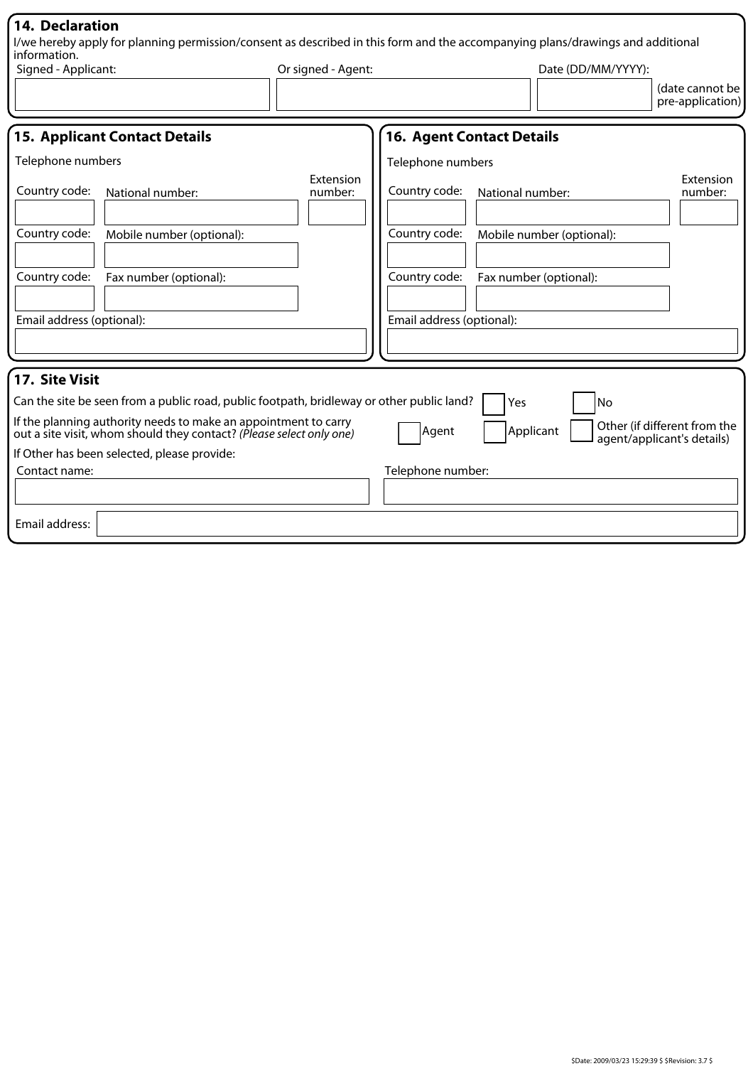## 14. Declaration

I/we hereby apply for planning permission/consent as described in this form and the accompanying plans/drawings and additional information.

| Signed - Applicant: | Or signed - Agent: | Date (DD/MM/YYYY): |
| --- | --- | --- |
| | | (date cannot be pre-application) |

## 15. Applicant Contact Details

Telephone numbers

| Country code: | National number: | Extension number: |
| --- | --- | --- |
| | | |

| Country code: | Mobile number (optional): |
| --- | --- |
| | |

| Country code: | Fax number (optional): |
| --- | --- |
| | |

Email address (optional):

## 16. Agent Contact Details

Telephone numbers

| Country code: | National number: | Extension number: |
| --- | --- | --- |
| | | |

| Country code: | Mobile number (optional): |
| --- | --- |
| | |

| Country code: | Fax number (optional): |
| --- | --- |
| | |

Email address (optional):

## 17. Site Visit

Can the site be seen from a public road, public footpath, bridleway or other public land? ☐ Yes ☐ No

If the planning authority needs to make an appointment to carry out a site visit, whom should they contact? *(Please select only one)* ☐ Agent ☐ Applicant ☐ Other (if different from the agent/applicant's details)

If Other has been selected, please provide:

| Contact name: | Telephone number: |
| --- | --- |
| | |

Email address:

$Date: 2009/03/23 15:29:39 $ $Revision: 3.7 $